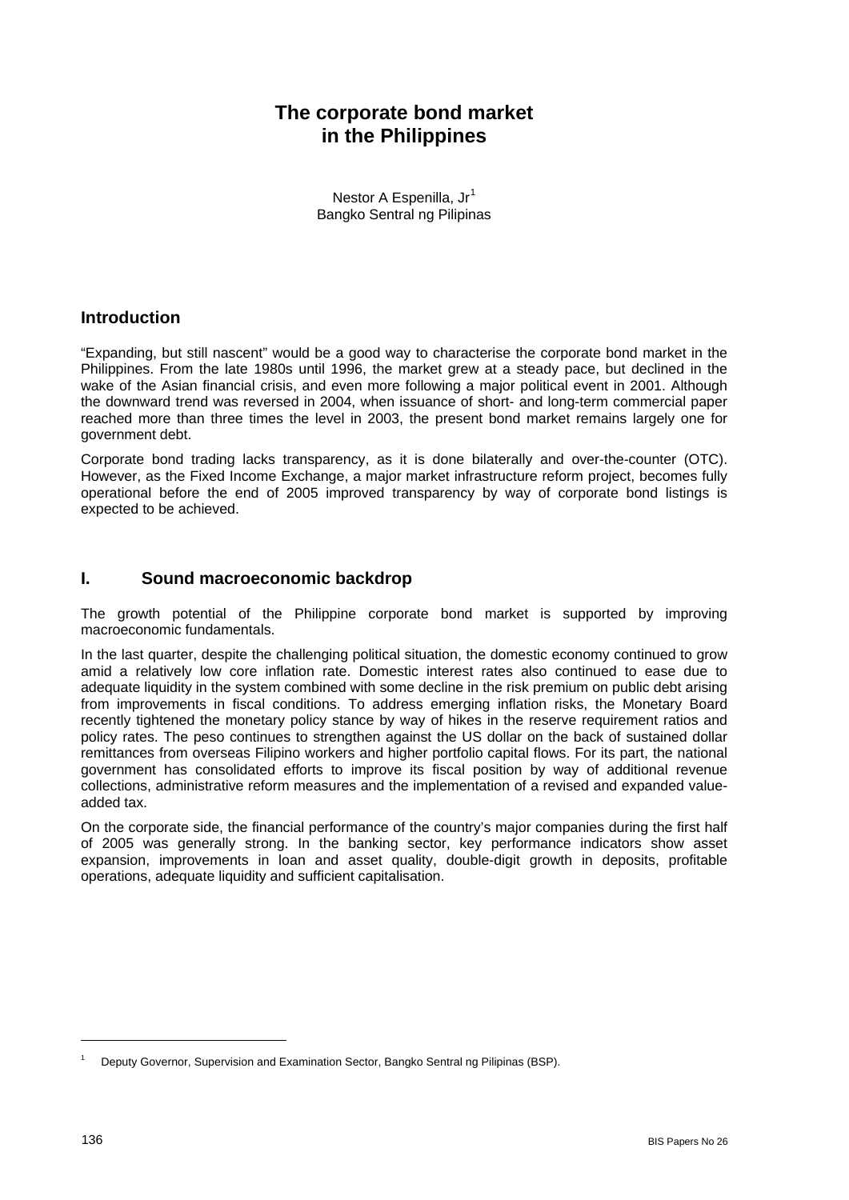# The corporate bond market in the Philippines

Nestor A Espenilla, Jr[1]
Bangko Sentral ng Pilipinas

## Introduction

"Expanding, but still nascent" would be a good way to characterise the corporate bond market in the Philippines. From the late 1980s until 1996, the market grew at a steady pace, but declined in the wake of the Asian financial crisis, and even more following a major political event in 2001. Although the downward trend was reversed in 2004, when issuance of short- and long-term commercial paper reached more than three times the level in 2003, the present bond market remains largely one for government debt.

Corporate bond trading lacks transparency, as it is done bilaterally and over-the-counter (OTC). However, as the Fixed Income Exchange, a major market infrastructure reform project, becomes fully operational before the end of 2005 improved transparency by way of corporate bond listings is expected to be achieved.

## I. Sound macroeconomic backdrop

The growth potential of the Philippine corporate bond market is supported by improving macroeconomic fundamentals.

In the last quarter, despite the challenging political situation, the domestic economy continued to grow amid a relatively low core inflation rate. Domestic interest rates also continued to ease due to adequate liquidity in the system combined with some decline in the risk premium on public debt arising from improvements in fiscal conditions. To address emerging inflation risks, the Monetary Board recently tightened the monetary policy stance by way of hikes in the reserve requirement ratios and policy rates. The peso continues to strengthen against the US dollar on the back of sustained dollar remittances from overseas Filipino workers and higher portfolio capital flows. For its part, the national government has consolidated efforts to improve its fiscal position by way of additional revenue collections, administrative reform measures and the implementation of a revised and expanded value-added tax.

On the corporate side, the financial performance of the country's major companies during the first half of 2005 was generally strong. In the banking sector, key performance indicators show asset expansion, improvements in loan and asset quality, double-digit growth in deposits, profitable operations, adequate liquidity and sufficient capitalisation.

[1] Deputy Governor, Supervision and Examination Sector, Bangko Sentral ng Pilipinas (BSP).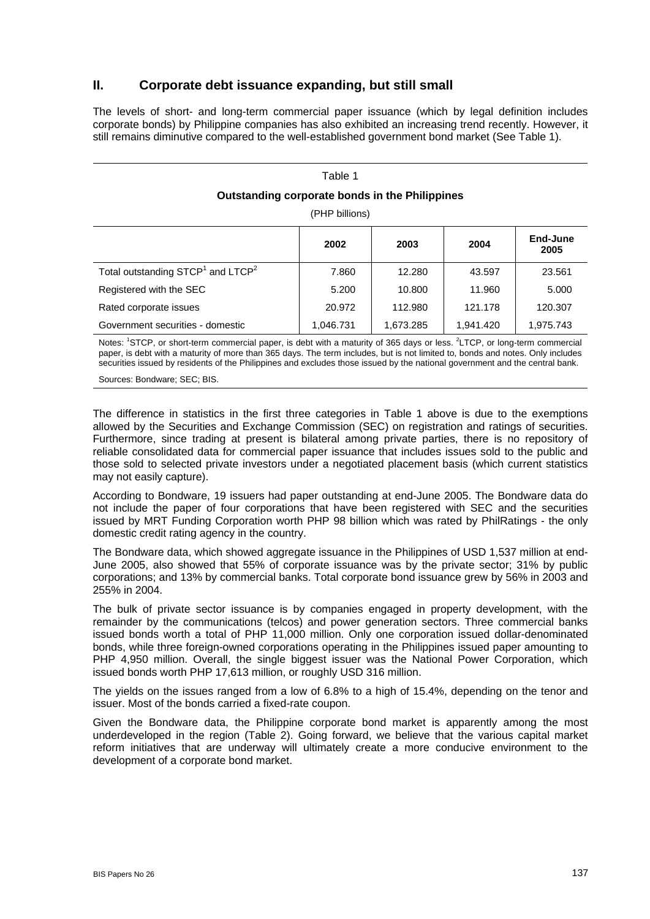## II. Corporate debt issuance expanding, but still small

The levels of short- and long-term commercial paper issuance (which by legal definition includes corporate bonds) by Philippine companies has also exhibited an increasing trend recently. However, it still remains diminutive compared to the well-established government bond market (See Table 1).

Table 1

**Outstanding corporate bonds in the Philippines**

(PHP billions)

| | 2002 | 2003 | 2004 | End-June 2005 |
|---|---|---|---|---|
| Total outstanding STCP[1] and LTCP[2] | 7.860 | 12.280 | 43.597 | 23.561 |
| Registered with the SEC | 5.200 | 10.800 | 11.960 | 5.000 |
| Rated corporate issues | 20.972 | 112.980 | 121.178 | 120.307 |
| Government securities - domestic | 1,046.731 | 1,673.285 | 1,941.420 | 1,975.743 |

Notes: [1]STCP, or short-term commercial paper, is debt with a maturity of 365 days or less. [2]LTCP, or long-term commercial paper, is debt with a maturity of more than 365 days. The term includes, but is not limited to, bonds and notes. Only includes securities issued by residents of the Philippines and excludes those issued by the national government and the central bank.

Sources: Bondware; SEC; BIS.

The difference in statistics in the first three categories in Table 1 above is due to the exemptions allowed by the Securities and Exchange Commission (SEC) on registration and ratings of securities. Furthermore, since trading at present is bilateral among private parties, there is no repository of reliable consolidated data for commercial paper issuance that includes issues sold to the public and those sold to selected private investors under a negotiated placement basis (which current statistics may not easily capture).

According to Bondware, 19 issuers had paper outstanding at end-June 2005. The Bondware data do not include the paper of four corporations that have been registered with SEC and the securities issued by MRT Funding Corporation worth PHP 98 billion which was rated by PhilRatings - the only domestic credit rating agency in the country.

The Bondware data, which showed aggregate issuance in the Philippines of USD 1,537 million at end-June 2005, also showed that 55% of corporate issuance was by the private sector; 31% by public corporations; and 13% by commercial banks. Total corporate bond issuance grew by 56% in 2003 and 255% in 2004.

The bulk of private sector issuance is by companies engaged in property development, with the remainder by the communications (telcos) and power generation sectors. Three commercial banks issued bonds worth a total of PHP 11,000 million. Only one corporation issued dollar-denominated bonds, while three foreign-owned corporations operating in the Philippines issued paper amounting to PHP 4,950 million. Overall, the single biggest issuer was the National Power Corporation, which issued bonds worth PHP 17,613 million, or roughly USD 316 million.

The yields on the issues ranged from a low of 6.8% to a high of 15.4%, depending on the tenor and issuer. Most of the bonds carried a fixed-rate coupon.

Given the Bondware data, the Philippine corporate bond market is apparently among the most underdeveloped in the region (Table 2). Going forward, we believe that the various capital market reform initiatives that are underway will ultimately create a more conducive environment to the development of a corporate bond market.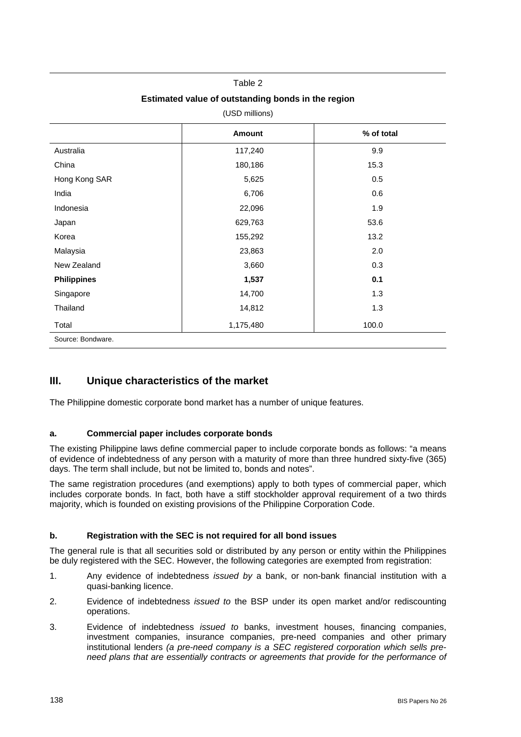Table 2

**Estimated value of outstanding bonds in the region**

(USD millions)

| | Amount | % of total |
|---|---|---|
| Australia | 117,240 | 9.9 |
| China | 180,186 | 15.3 |
| Hong Kong SAR | 5,625 | 0.5 |
| India | 6,706 | 0.6 |
| Indonesia | 22,096 | 1.9 |
| Japan | 629,763 | 53.6 |
| Korea | 155,292 | 13.2 |
| Malaysia | 23,863 | 2.0 |
| New Zealand | 3,660 | 0.3 |
| **Philippines** | **1,537** | **0.1** |
| Singapore | 14,700 | 1.3 |
| Thailand | 14,812 | 1.3 |
| Total | 1,175,480 | 100.0 |

Source: Bondware.

## III. Unique characteristics of the market

The Philippine domestic corporate bond market has a number of unique features.

### a. Commercial paper includes corporate bonds

The existing Philippine laws define commercial paper to include corporate bonds as follows: "a means of evidence of indebtedness of any person with a maturity of more than three hundred sixty-five (365) days. The term shall include, but not be limited to, bonds and notes".

The same registration procedures (and exemptions) apply to both types of commercial paper, which includes corporate bonds. In fact, both have a stiff stockholder approval requirement of a two thirds majority, which is founded on existing provisions of the Philippine Corporation Code.

### b. Registration with the SEC is not required for all bond issues

The general rule is that all securities sold or distributed by any person or entity within the Philippines be duly registered with the SEC. However, the following categories are exempted from registration:

1. Any evidence of indebtedness *issued by* a bank, or non-bank financial institution with a quasi-banking licence.
2. Evidence of indebtedness *issued to* the BSP under its open market and/or rediscounting operations.
3. Evidence of indebtedness *issued to* banks, investment houses, financing companies, investment companies, insurance companies, pre-need companies and other primary institutional lenders *(a pre-need company is a SEC registered corporation which sells pre-need plans that are essentially contracts or agreements that provide for the performance of*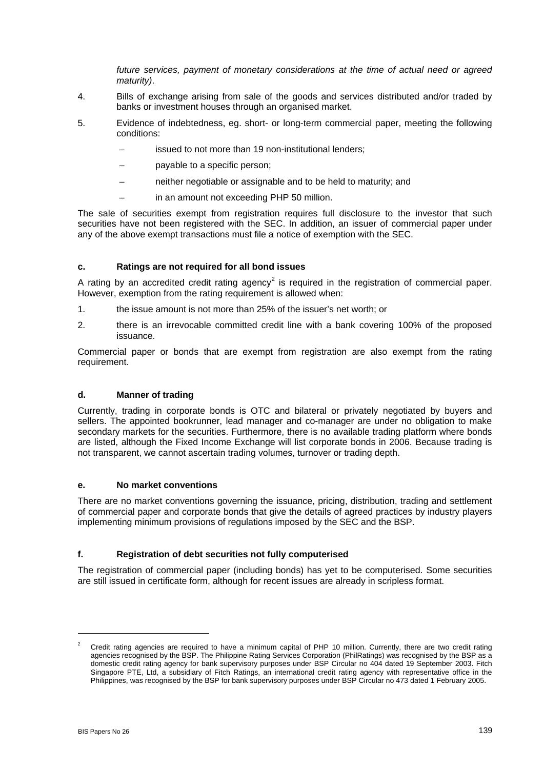*future services, payment of monetary considerations at the time of actual need or agreed maturity)*.

4. Bills of exchange arising from sale of the goods and services distributed and/or traded by banks or investment houses through an organised market.

5. Evidence of indebtedness, eg. short- or long-term commercial paper, meeting the following conditions:

   – issued to not more than 19 non-institutional lenders;

   – payable to a specific person;

   – neither negotiable or assignable and to be held to maturity; and

   – in an amount not exceeding PHP 50 million.

The sale of securities exempt from registration requires full disclosure to the investor that such securities have not been registered with the SEC. In addition, an issuer of commercial paper under any of the above exempt transactions must file a notice of exemption with the SEC.

### c. Ratings are not required for all bond issues

A rating by an accredited credit rating agency[2] is required in the registration of commercial paper. However, exemption from the rating requirement is allowed when:

1. the issue amount is not more than 25% of the issuer's net worth; or

2. there is an irrevocable committed credit line with a bank covering 100% of the proposed issuance.

Commercial paper or bonds that are exempt from registration are also exempt from the rating requirement.

### d. Manner of trading

Currently, trading in corporate bonds is OTC and bilateral or privately negotiated by buyers and sellers. The appointed bookrunner, lead manager and co-manager are under no obligation to make secondary markets for the securities. Furthermore, there is no available trading platform where bonds are listed, although the Fixed Income Exchange will list corporate bonds in 2006. Because trading is not transparent, we cannot ascertain trading volumes, turnover or trading depth.

### e. No market conventions

There are no market conventions governing the issuance, pricing, distribution, trading and settlement of commercial paper and corporate bonds that give the details of agreed practices by industry players implementing minimum provisions of regulations imposed by the SEC and the BSP.

### f. Registration of debt securities not fully computerised

The registration of commercial paper (including bonds) has yet to be computerised. Some securities are still issued in certificate form, although for recent issues are already in scripless format.

---

[2] Credit rating agencies are required to have a minimum capital of PHP 10 million. Currently, there are two credit rating agencies recognised by the BSP. The Philippine Rating Services Corporation (PhilRatings) was recognised by the BSP as a domestic credit rating agency for bank supervisory purposes under BSP Circular no 404 dated 19 September 2003. Fitch Singapore PTE, Ltd, a subsidiary of Fitch Ratings, an international credit rating agency with representative office in the Philippines, was recognised by the BSP for bank supervisory purposes under BSP Circular no 473 dated 1 February 2005.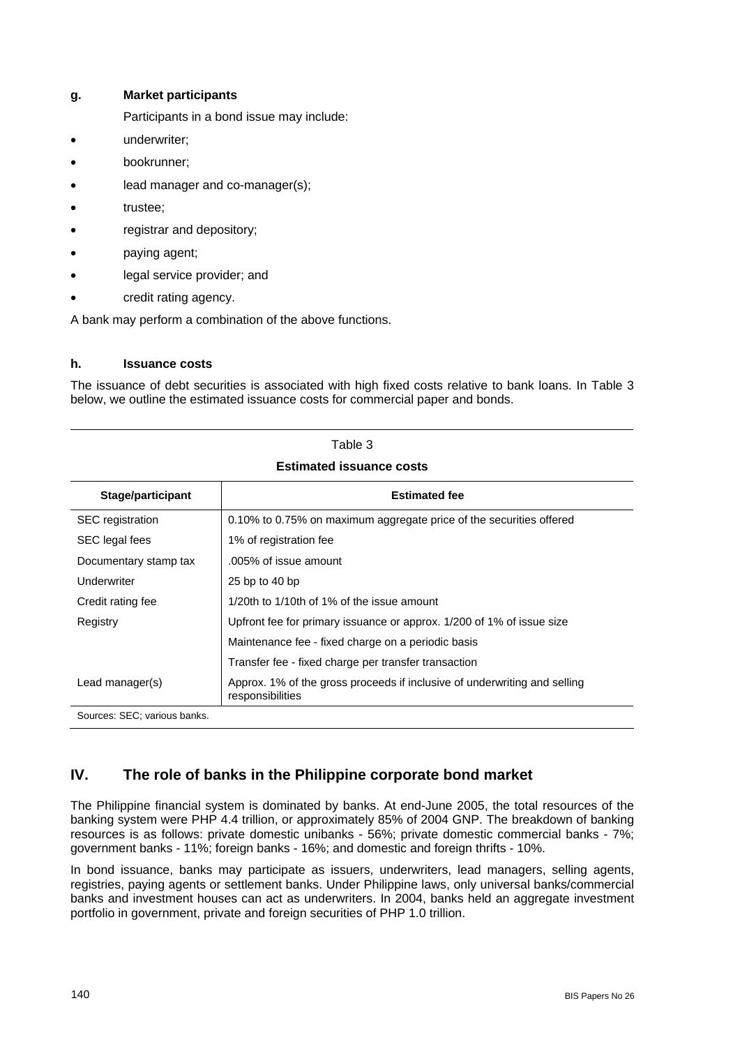### g. Market participants

Participants in a bond issue may include:

- underwriter;
- bookrunner;
- lead manager and co-manager(s);
- trustee;
- registrar and depository;
- paying agent;
- legal service provider; and
- credit rating agency.

A bank may perform a combination of the above functions.

### h. Issuance costs

The issuance of debt securities is associated with high fixed costs relative to bank loans. In Table 3 below, we outline the estimated issuance costs for commercial paper and bonds.

Table 3

**Estimated issuance costs**

| Stage/participant | Estimated fee |
|---|---|
| SEC registration | 0.10% to 0.75% on maximum aggregate price of the securities offered |
| SEC legal fees | 1% of registration fee |
| Documentary stamp tax | .005% of issue amount |
| Underwriter | 25 bp to 40 bp |
| Credit rating fee | 1/20th to 1/10th of 1% of the issue amount |
| Registry | Upfront fee for primary issuance or approx. 1/200 of 1% of issue size |
| | Maintenance fee - fixed charge on a periodic basis |
| | Transfer fee - fixed charge per transfer transaction |
| Lead manager(s) | Approx. 1% of the gross proceeds if inclusive of underwriting and selling responsibilities |

Sources: SEC; various banks.

## IV. The role of banks in the Philippine corporate bond market

The Philippine financial system is dominated by banks. At end-June 2005, the total resources of the banking system were PHP 4.4 trillion, or approximately 85% of 2004 GNP. The breakdown of banking resources is as follows: private domestic unibanks - 56%; private domestic commercial banks - 7%; government banks - 11%; foreign banks - 16%; and domestic and foreign thrifts - 10%.

In bond issuance, banks may participate as issuers, underwriters, lead managers, selling agents, registries, paying agents or settlement banks. Under Philippine laws, only universal banks/commercial banks and investment houses can act as underwriters. In 2004, banks held an aggregate investment portfolio in government, private and foreign securities of PHP 1.0 trillion.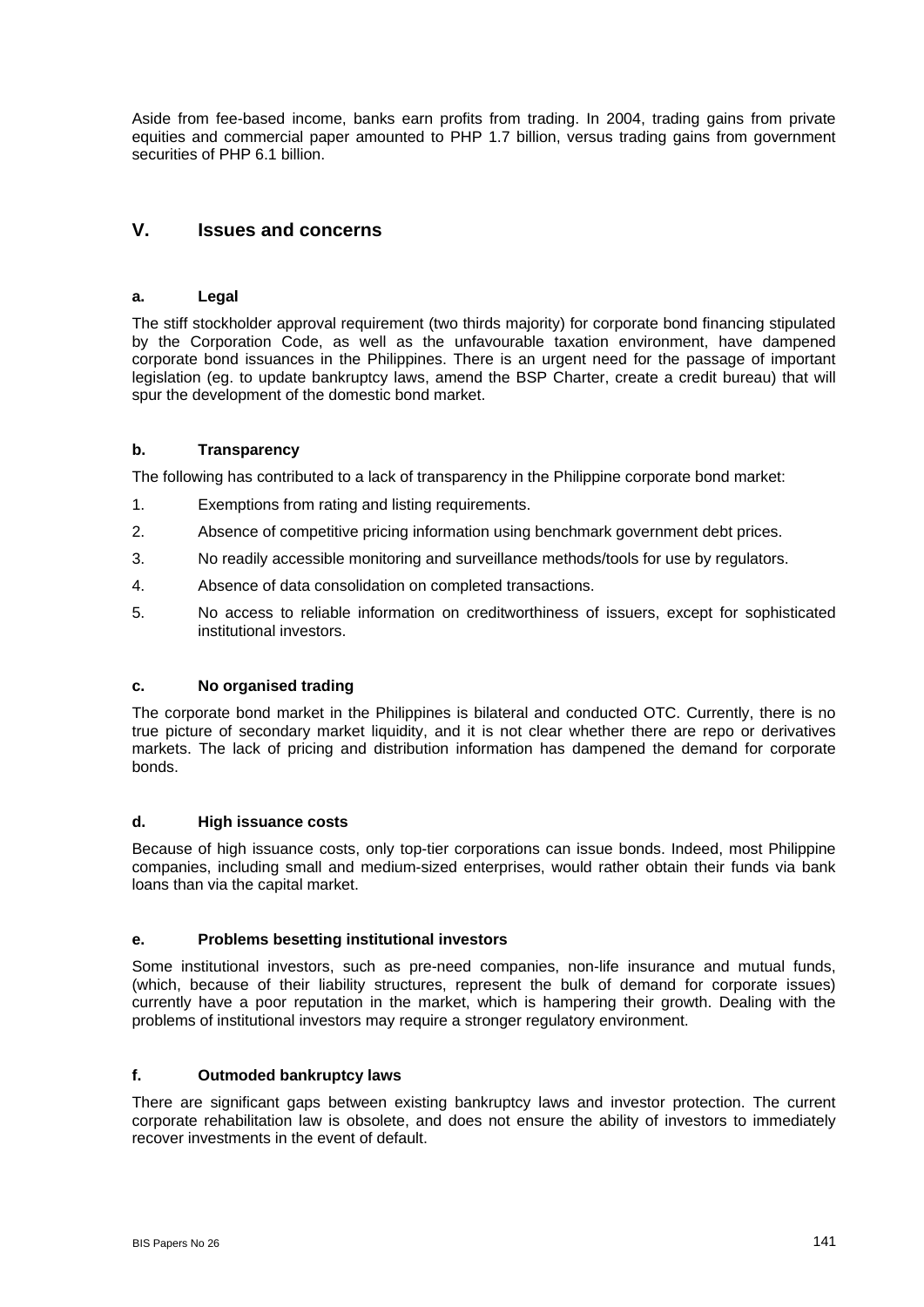Aside from fee-based income, banks earn profits from trading. In 2004, trading gains from private equities and commercial paper amounted to PHP 1.7 billion, versus trading gains from government securities of PHP 6.1 billion.

## V. Issues and concerns

### a. Legal

The stiff stockholder approval requirement (two thirds majority) for corporate bond financing stipulated by the Corporation Code, as well as the unfavourable taxation environment, have dampened corporate bond issuances in the Philippines. There is an urgent need for the passage of important legislation (eg. to update bankruptcy laws, amend the BSP Charter, create a credit bureau) that will spur the development of the domestic bond market.

### b. Transparency

The following has contributed to a lack of transparency in the Philippine corporate bond market:

1. Exemptions from rating and listing requirements.
2. Absence of competitive pricing information using benchmark government debt prices.
3. No readily accessible monitoring and surveillance methods/tools for use by regulators.
4. Absence of data consolidation on completed transactions.
5. No access to reliable information on creditworthiness of issuers, except for sophisticated institutional investors.

### c. No organised trading

The corporate bond market in the Philippines is bilateral and conducted OTC. Currently, there is no true picture of secondary market liquidity, and it is not clear whether there are repo or derivatives markets. The lack of pricing and distribution information has dampened the demand for corporate bonds.

### d. High issuance costs

Because of high issuance costs, only top-tier corporations can issue bonds. Indeed, most Philippine companies, including small and medium-sized enterprises, would rather obtain their funds via bank loans than via the capital market.

### e. Problems besetting institutional investors

Some institutional investors, such as pre-need companies, non-life insurance and mutual funds, (which, because of their liability structures, represent the bulk of demand for corporate issues) currently have a poor reputation in the market, which is hampering their growth. Dealing with the problems of institutional investors may require a stronger regulatory environment.

### f. Outmoded bankruptcy laws

There are significant gaps between existing bankruptcy laws and investor protection. The current corporate rehabilitation law is obsolete, and does not ensure the ability of investors to immediately recover investments in the event of default.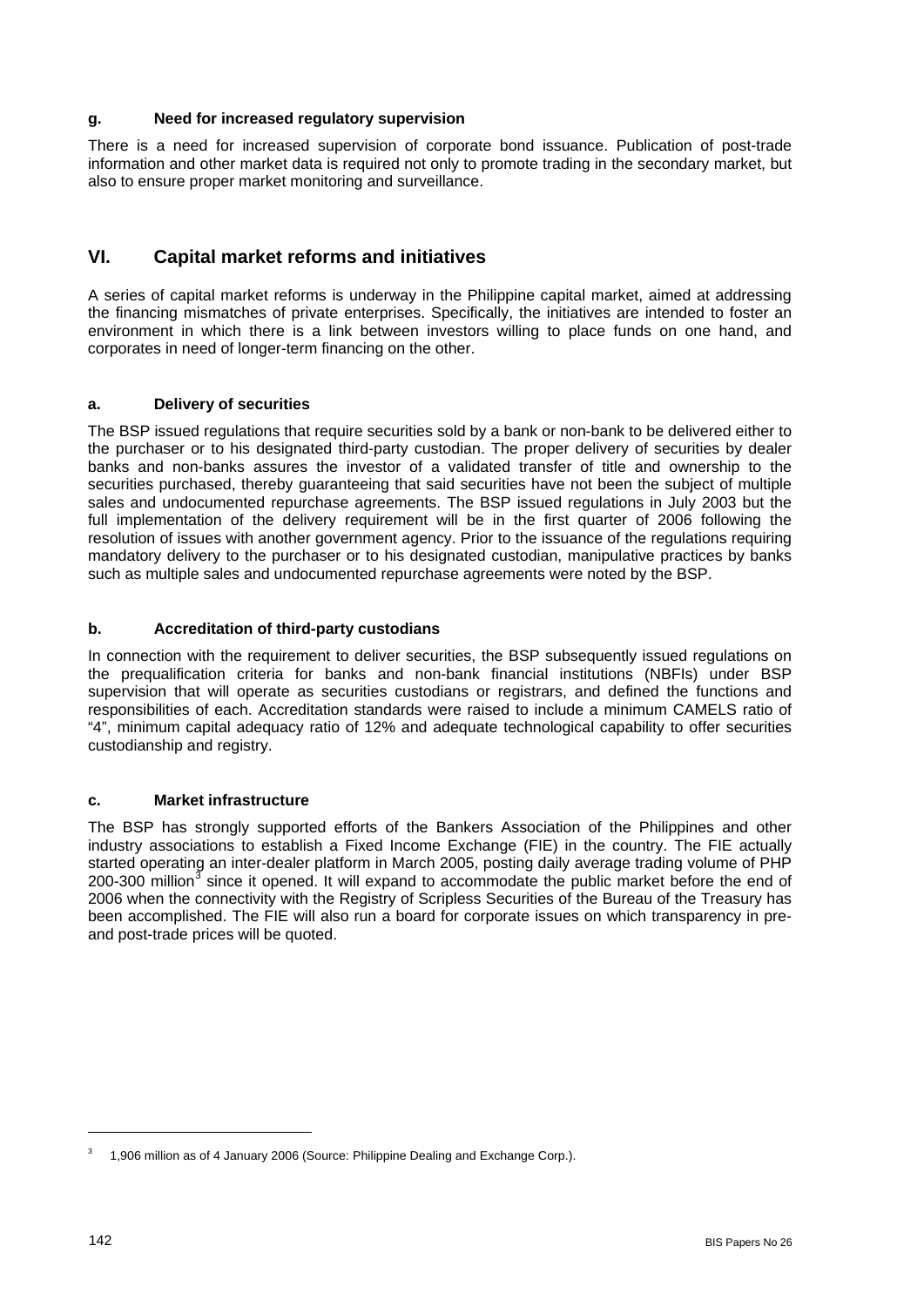#### g. Need for increased regulatory supervision

There is a need for increased supervision of corporate bond issuance. Publication of post-trade information and other market data is required not only to promote trading in the secondary market, but also to ensure proper market monitoring and surveillance.

## VI. Capital market reforms and initiatives

A series of capital market reforms is underway in the Philippine capital market, aimed at addressing the financing mismatches of private enterprises. Specifically, the initiatives are intended to foster an environment in which there is a link between investors willing to place funds on one hand, and corporates in need of longer-term financing on the other.

#### a. Delivery of securities

The BSP issued regulations that require securities sold by a bank or non-bank to be delivered either to the purchaser or to his designated third-party custodian. The proper delivery of securities by dealer banks and non-banks assures the investor of a validated transfer of title and ownership to the securities purchased, thereby guaranteeing that said securities have not been the subject of multiple sales and undocumented repurchase agreements. The BSP issued regulations in July 2003 but the full implementation of the delivery requirement will be in the first quarter of 2006 following the resolution of issues with another government agency. Prior to the issuance of the regulations requiring mandatory delivery to the purchaser or to his designated custodian, manipulative practices by banks such as multiple sales and undocumented repurchase agreements were noted by the BSP.

#### b. Accreditation of third-party custodians

In connection with the requirement to deliver securities, the BSP subsequently issued regulations on the prequalification criteria for banks and non-bank financial institutions (NBFIs) under BSP supervision that will operate as securities custodians or registrars, and defined the functions and responsibilities of each. Accreditation standards were raised to include a minimum CAMELS ratio of "4", minimum capital adequacy ratio of 12% and adequate technological capability to offer securities custodianship and registry.

#### c. Market infrastructure

The BSP has strongly supported efforts of the Bankers Association of the Philippines and other industry associations to establish a Fixed Income Exchange (FIE) in the country. The FIE actually started operating an inter-dealer platform in March 2005, posting daily average trading volume of PHP 200-300 million[3] since it opened. It will expand to accommodate the public market before the end of 2006 when the connectivity with the Registry of Scripless Securities of the Bureau of the Treasury has been accomplished. The FIE will also run a board for corporate issues on which transparency in pre- and post-trade prices will be quoted.

---

[3] 1,906 million as of 4 January 2006 (Source: Philippine Dealing and Exchange Corp.).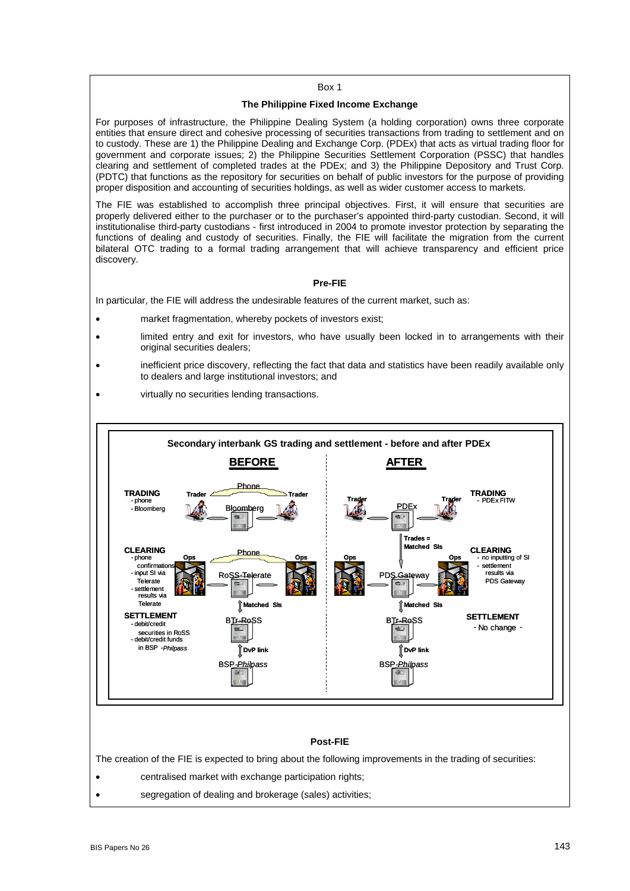Box 1

**The Philippine Fixed Income Exchange**

For purposes of infrastructure, the Philippine Dealing System (a holding corporation) owns three corporate entities that ensure direct and cohesive processing of securities transactions from trading to settlement and on to custody. These are 1) the Philippine Dealing and Exchange Corp. (PDEx) that acts as virtual trading floor for government and corporate issues; 2) the Philippine Securities Settlement Corporation (PSSC) that handles clearing and settlement of completed trades at the PDEx; and 3) the Philippine Depository and Trust Corp. (PDTC) that functions as the repository for securities on behalf of public investors for the purpose of providing proper disposition and accounting of securities holdings, as well as wider customer access to markets.

The FIE was established to accomplish three principal objectives. First, it will ensure that securities are properly delivered either to the purchaser or to the purchaser's appointed third-party custodian. Second, it will institutionalise third-party custodians - first introduced in 2004 to promote investor protection by separating the functions of dealing and custody of securities. Finally, the FIE will facilitate the migration from the current bilateral OTC trading to a formal trading arrangement that will achieve transparency and efficient price discovery.

**Pre-FIE**

In particular, the FIE will address the undesirable features of the current market, such as:

- market fragmentation, whereby pockets of investors exist;
- limited entry and exit for investors, who have usually been locked in to arrangements with their original securities dealers;
- inefficient price discovery, reflecting the fact that data and statistics have been readily available only to dealers and large institutional investors; and
- virtually no securities lending transactions.

**Secondary interbank GS trading and settlement - before and after PDEx**

**BEFORE**

TRADING
- phone
- Bloomberg

Trader — Phone — Trader
Bloomberg

CLEARING
- phone confirmations
- input SI via Telerate
- settlement results via Telerate

Ops — Phone — Ops
RoSS-Telerate

Matched SIs

SETTLEMENT
- debit/credit securities in RoSS
- debit/credit funds in BSP -*Philpass*

BTr-RoSS

DvP link

BSP-*Philpass*

**AFTER**

TRADING
- PDEx FITW

Trader — PDEx — Trader

Trades = Matched SIs

CLEARING
- no inputting of SI
- settlement results via PDS Gateway

Ops — PDS Gateway — Ops

Matched SIs

SETTLEMENT
- No change -

BTr-RoSS

DvP link

BSP-*Philpass*

**Post-FIE**

The creation of the FIE is expected to bring about the following improvements in the trading of securities:

- centralised market with exchange participation rights;
- segregation of dealing and brokerage (sales) activities;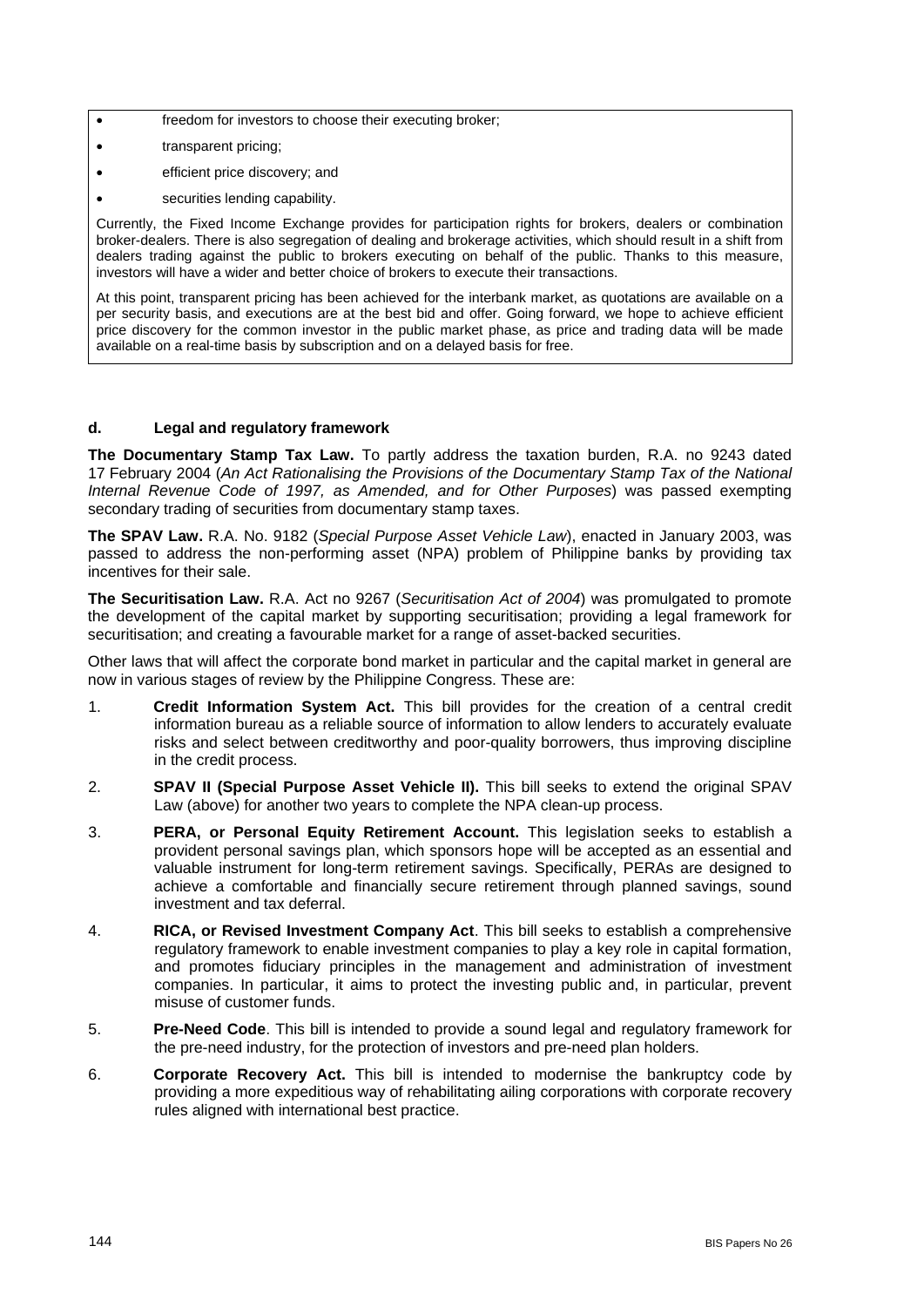- freedom for investors to choose their executing broker;
- transparent pricing;
- efficient price discovery; and
- securities lending capability.

Currently, the Fixed Income Exchange provides for participation rights for brokers, dealers or combination broker-dealers. There is also segregation of dealing and brokerage activities, which should result in a shift from dealers trading against the public to brokers executing on behalf of the public. Thanks to this measure, investors will have a wider and better choice of brokers to execute their transactions.

At this point, transparent pricing has been achieved for the interbank market, as quotations are available on a per security basis, and executions are at the best bid and offer. Going forward, we hope to achieve efficient price discovery for the common investor in the public market phase, as price and trading data will be made available on a real-time basis by subscription and on a delayed basis for free.

#### d. Legal and regulatory framework

**The Documentary Stamp Tax Law.** To partly address the taxation burden, R.A. no 9243 dated 17 February 2004 (*An Act Rationalising the Provisions of the Documentary Stamp Tax of the National Internal Revenue Code of 1997, as Amended, and for Other Purposes*) was passed exempting secondary trading of securities from documentary stamp taxes.

**The SPAV Law.** R.A. No. 9182 (*Special Purpose Asset Vehicle Law*), enacted in January 2003, was passed to address the non-performing asset (NPA) problem of Philippine banks by providing tax incentives for their sale.

**The Securitisation Law.** R.A. Act no 9267 (*Securitisation Act of 2004*) was promulgated to promote the development of the capital market by supporting securitisation; providing a legal framework for securitisation; and creating a favourable market for a range of asset-backed securities.

Other laws that will affect the corporate bond market in particular and the capital market in general are now in various stages of review by the Philippine Congress. These are:

1. **Credit Information System Act.** This bill provides for the creation of a central credit information bureau as a reliable source of information to allow lenders to accurately evaluate risks and select between creditworthy and poor-quality borrowers, thus improving discipline in the credit process.
2. **SPAV II (Special Purpose Asset Vehicle II).** This bill seeks to extend the original SPAV Law (above) for another two years to complete the NPA clean-up process.
3. **PERA, or Personal Equity Retirement Account.** This legislation seeks to establish a provident personal savings plan, which sponsors hope will be accepted as an essential and valuable instrument for long-term retirement savings. Specifically, PERAs are designed to achieve a comfortable and financially secure retirement through planned savings, sound investment and tax deferral.
4. **RICA, or Revised Investment Company Act**. This bill seeks to establish a comprehensive regulatory framework to enable investment companies to play a key role in capital formation, and promotes fiduciary principles in the management and administration of investment companies. In particular, it aims to protect the investing public and, in particular, prevent misuse of customer funds.
5. **Pre-Need Code**. This bill is intended to provide a sound legal and regulatory framework for the pre-need industry, for the protection of investors and pre-need plan holders.
6. **Corporate Recovery Act.** This bill is intended to modernise the bankruptcy code by providing a more expeditious way of rehabilitating ailing corporations with corporate recovery rules aligned with international best practice.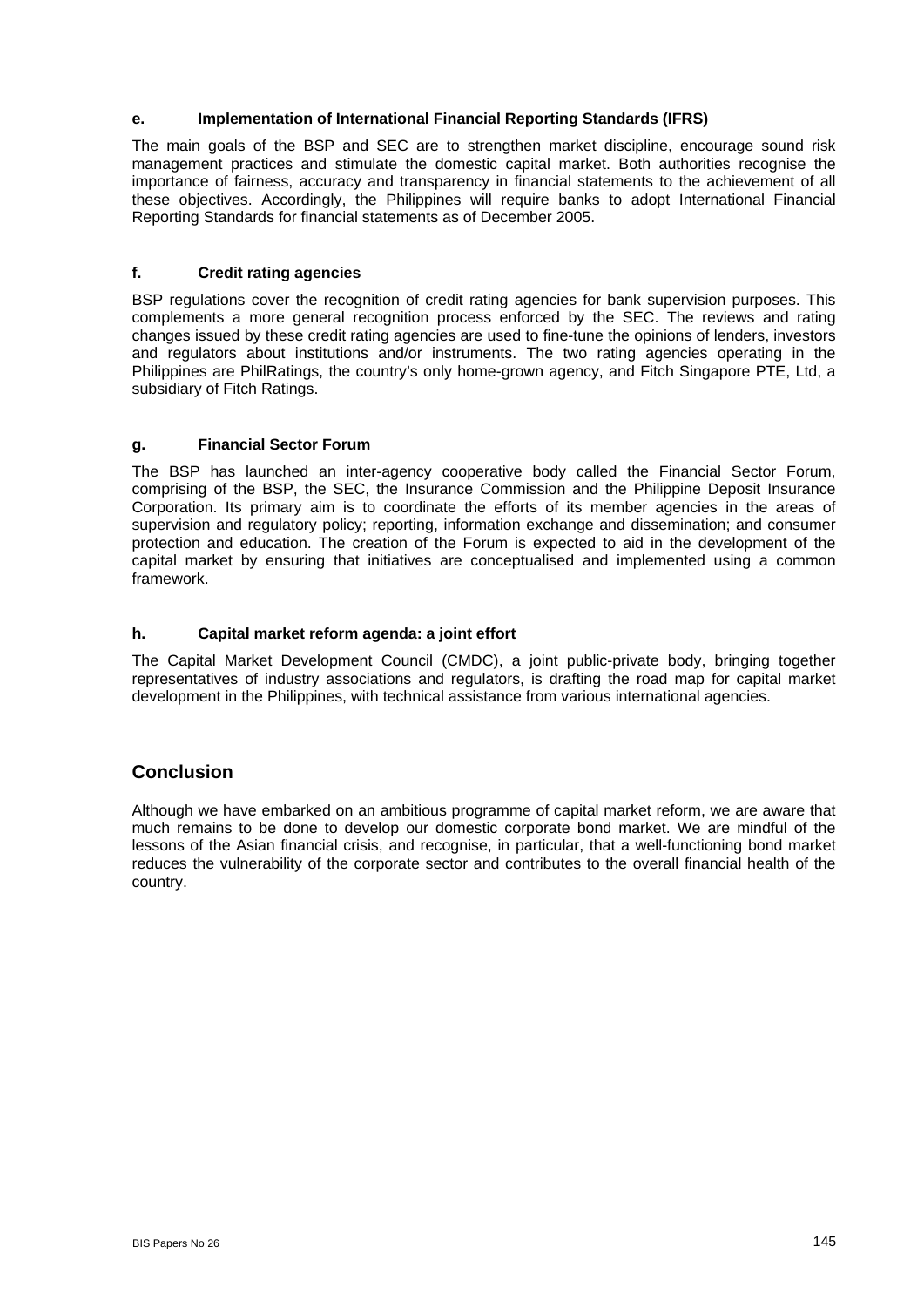#### e. Implementation of International Financial Reporting Standards (IFRS)

The main goals of the BSP and SEC are to strengthen market discipline, encourage sound risk management practices and stimulate the domestic capital market. Both authorities recognise the importance of fairness, accuracy and transparency in financial statements to the achievement of all these objectives. Accordingly, the Philippines will require banks to adopt International Financial Reporting Standards for financial statements as of December 2005.

#### f. Credit rating agencies

BSP regulations cover the recognition of credit rating agencies for bank supervision purposes. This complements a more general recognition process enforced by the SEC. The reviews and rating changes issued by these credit rating agencies are used to fine-tune the opinions of lenders, investors and regulators about institutions and/or instruments. The two rating agencies operating in the Philippines are PhilRatings, the country's only home-grown agency, and Fitch Singapore PTE, Ltd, a subsidiary of Fitch Ratings.

#### g. Financial Sector Forum

The BSP has launched an inter-agency cooperative body called the Financial Sector Forum, comprising of the BSP, the SEC, the Insurance Commission and the Philippine Deposit Insurance Corporation. Its primary aim is to coordinate the efforts of its member agencies in the areas of supervision and regulatory policy; reporting, information exchange and dissemination; and consumer protection and education. The creation of the Forum is expected to aid in the development of the capital market by ensuring that initiatives are conceptualised and implemented using a common framework.

#### h. Capital market reform agenda: a joint effort

The Capital Market Development Council (CMDC), a joint public-private body, bringing together representatives of industry associations and regulators, is drafting the road map for capital market development in the Philippines, with technical assistance from various international agencies.

## Conclusion

Although we have embarked on an ambitious programme of capital market reform, we are aware that much remains to be done to develop our domestic corporate bond market. We are mindful of the lessons of the Asian financial crisis, and recognise, in particular, that a well-functioning bond market reduces the vulnerability of the corporate sector and contributes to the overall financial health of the country.